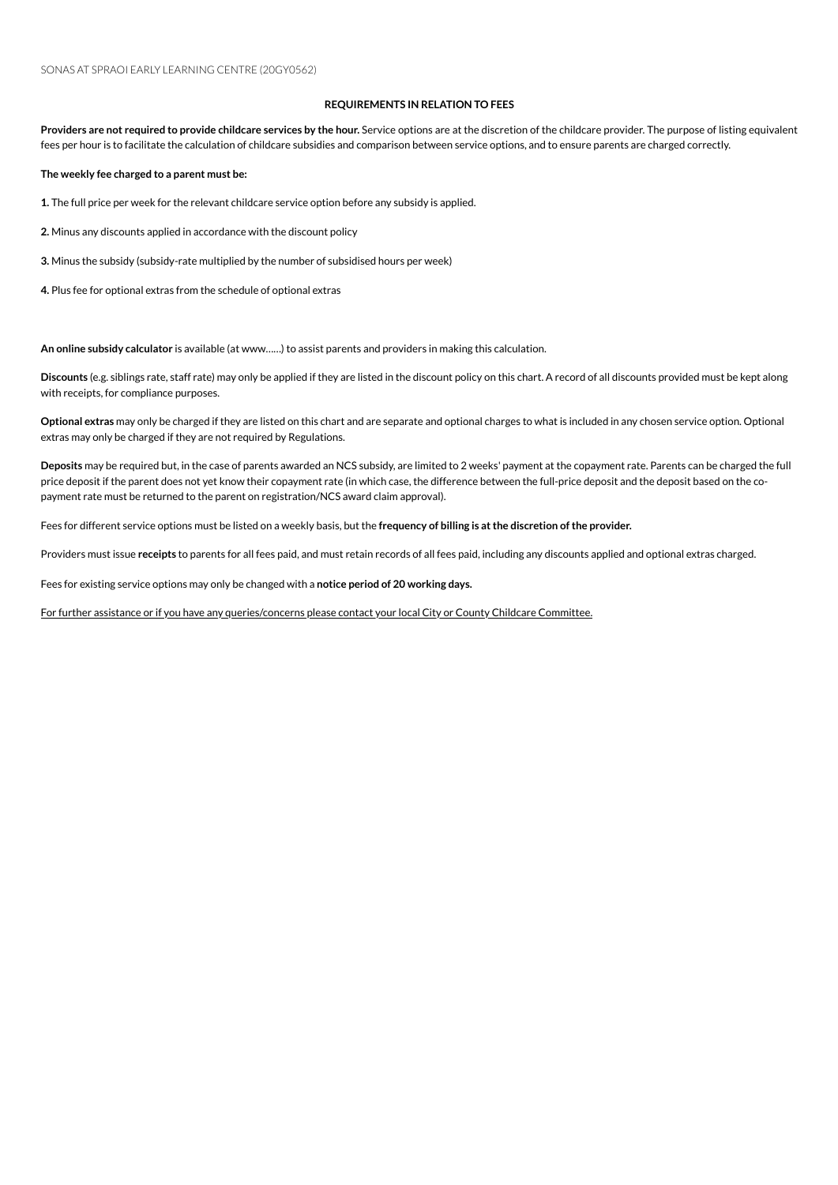SONAS AT SPRAOI EARLY LEARNING CENTRE (20GY0562)

## REQUIREMENTS IN RELATION TO FEES

**Providers are not required to provide childcare services by the hour.** Service options are at the discretion of the childcare provider. The purpose of listing equivalent fees per hour is to facilitate the calculation of childcare subsidies and comparison between service options, and to ensure parents are charged correctly.

**The weekly fee charged to a parent must be:**

**1.** The full price per week for the relevant childcare service option before any subsidy is applied.

**2.** Minus any discounts applied in accordance with the discount policy

**3.** Minus the subsidy (subsidy-rate multiplied by the number of subsidised hours per week)

**4.** Plus fee for optional extras from the schedule of optional extras

**An online subsidy calculator** is available (at www......) to assist parents and providers in making this calculation.

**Discounts** (e.g. siblings rate, staff rate) may only be applied if they are listed in the discount policy on this chart. A record of all discounts provided must be kept along with receipts, for compliance purposes.

**Optional extras** may only be charged if they are listed on this chart and are separate and optional charges to what is included in any chosen service option. Optional extras may only be charged if they are not required by Regulations.

**Deposits** may be required but, in the case of parents awarded an NCS subsidy, are limited to 2 weeks' payment at the copayment rate. Parents can be charged the full price deposit if the parent does not yet know their copayment rate (in which case, the difference between the full-price deposit and the deposit based on the co-payment rate must be returned to the parent on registration/NCS award claim approval).

Fees for different service options must be listed on a weekly basis, but the **frequency of billing is at the discretion of the provider.**

Providers must issue **receipts** to parents for all fees paid, and must retain records of all fees paid, including any discounts applied and optional extras charged.

Fees for existing service options may only be changed with a **notice period of 20 working days.**

For further assistance or if you have any queries/concerns please contact your local City or County Childcare Committee.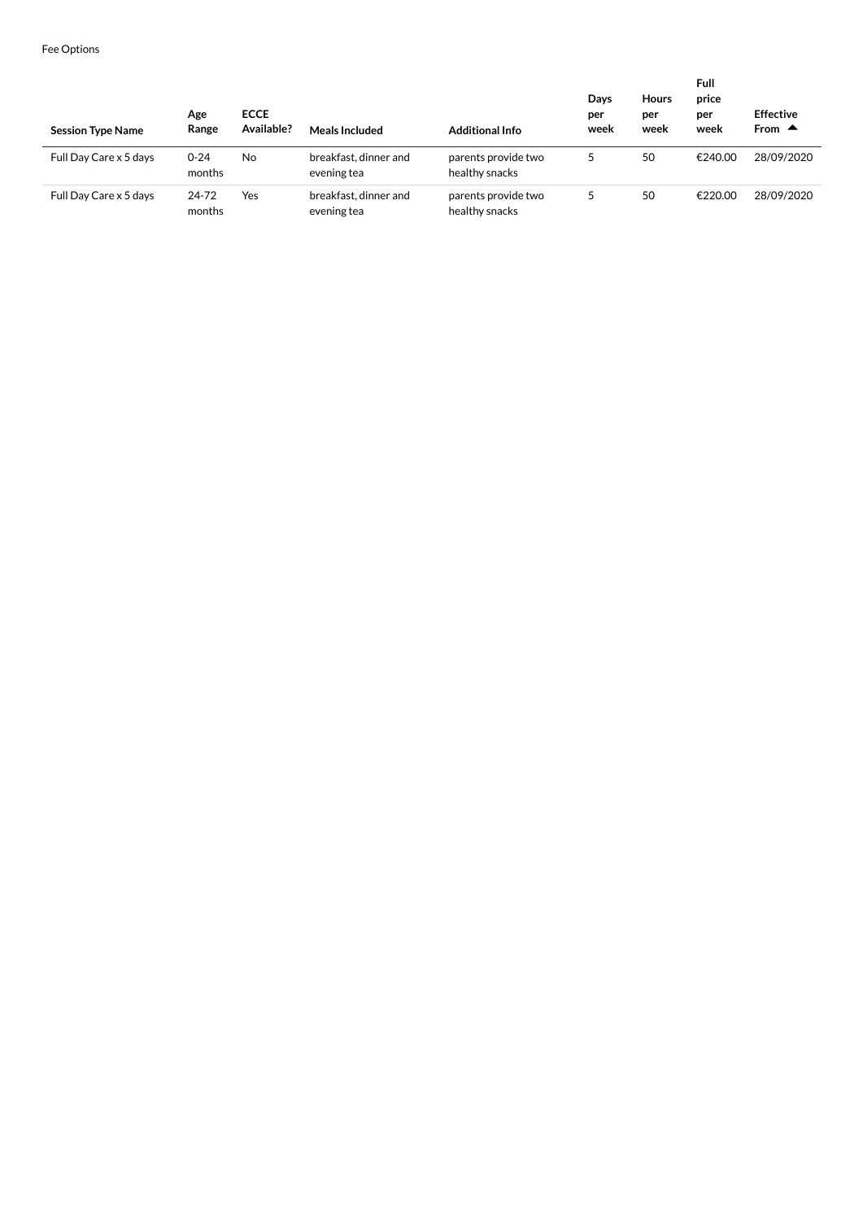Fee Options

| Session Type Name | Age Range | ECCE Available? | Meals Included | Additional Info | Days per week | Hours per week | Full price per week | Effective From ▲ |
|---|---|---|---|---|---|---|---|---|
| Full Day Care x 5 days | 0-24 months | No | breakfast, dinner and evening tea | parents provide two healthy snacks | 5 | 50 | €240.00 | 28/09/2020 |
| Full Day Care x 5 days | 24-72 months | Yes | breakfast, dinner and evening tea | parents provide two healthy snacks | 5 | 50 | €220.00 | 28/09/2020 |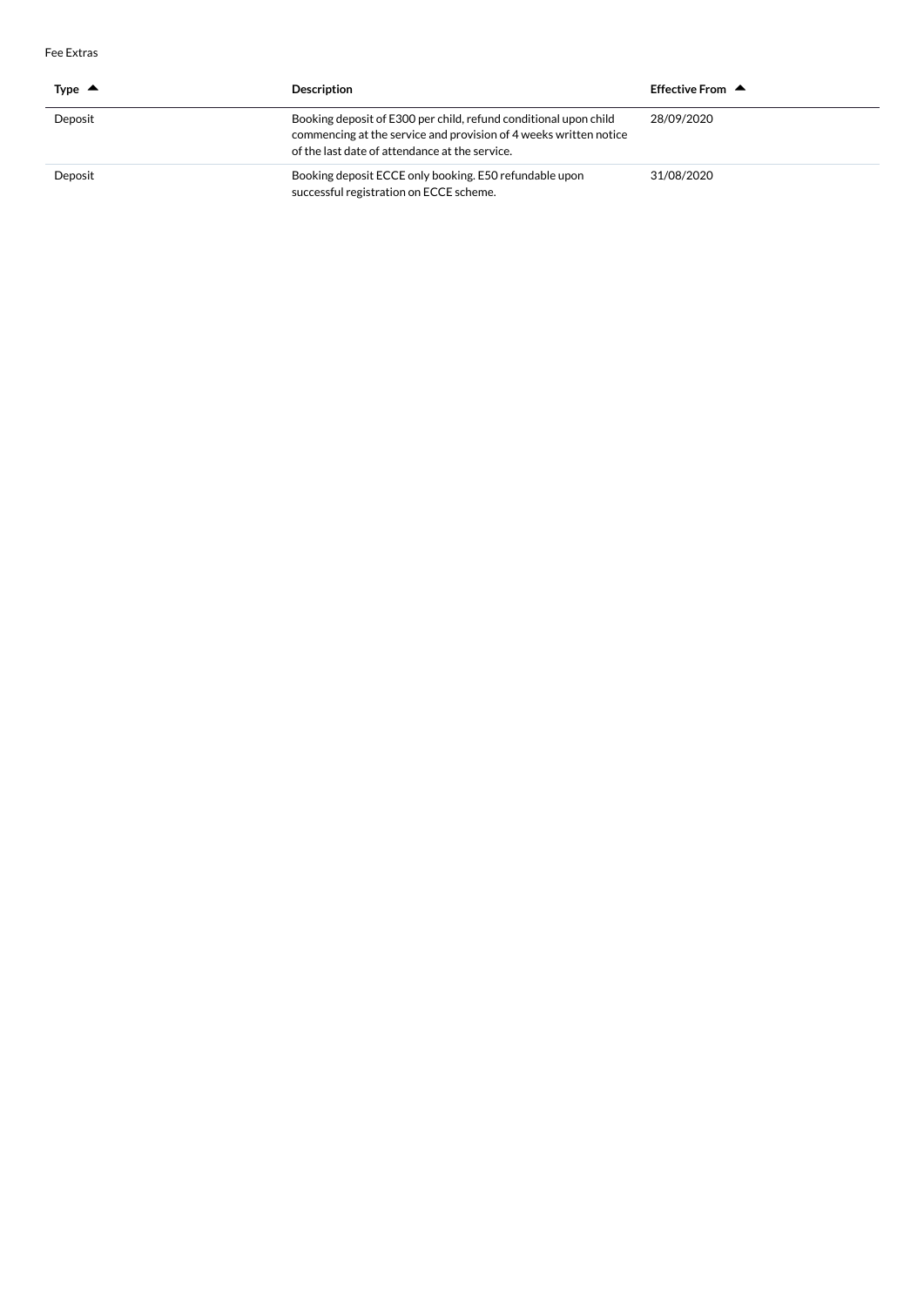Fee Extras

| Type ▲ | Description | Effective From ▲ |
|---|---|---|
| Deposit | Booking deposit of E300 per child, refund conditional upon child commencing at the service and provision of 4 weeks written notice of the last date of attendance at the service. | 28/09/2020 |
| Deposit | Booking deposit ECCE only booking. E50 refundable upon successful registration on ECCE scheme. | 31/08/2020 |